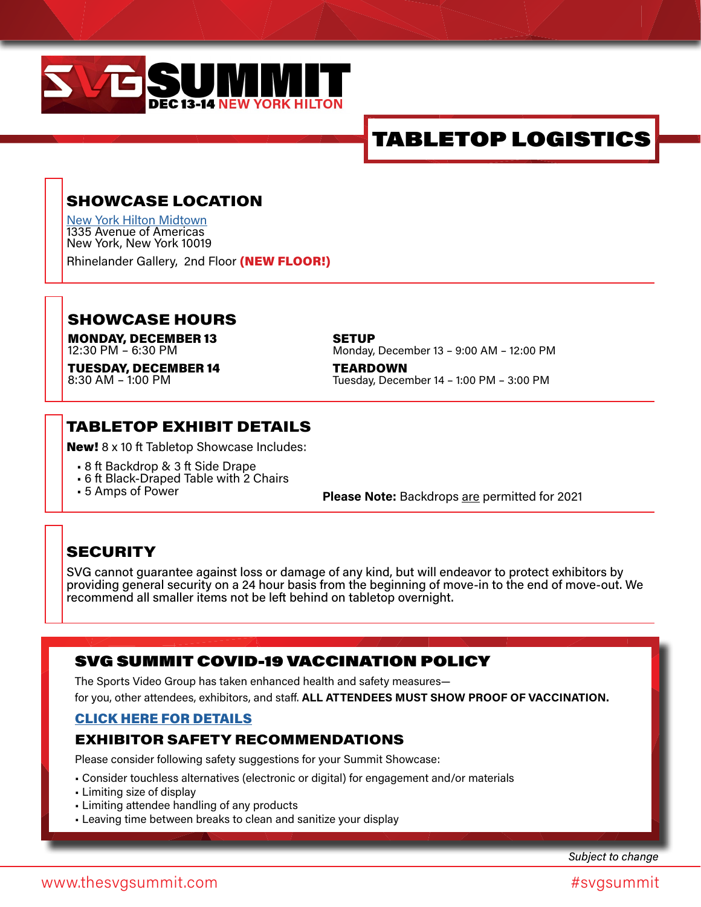# SVG SUMMIT

**DEC 13-14** NEW YORK HILTON

# TABLETOP LOGISTICS

## SHOWCASE LOCATION

New York Hilton Midtown
1335 Avenue of Americas
New York, New York 10019

Rhinelander Gallery, 2nd Floor **(NEW FLOOR!)**

## SHOWCASE HOURS

**MONDAY, DECEMBER 13**
12:30 PM – 6:30 PM

**TUESDAY, DECEMBER 14**
8:30 AM – 1:00 PM

**SETUP**
Monday, December 13 – 9:00 AM – 12:00 PM

**TEARDOWN**
Tuesday, December 14 – 1:00 PM – 3:00 PM

## TABLETOP EXHIBIT DETAILS

**New!** 8 x 10 ft Tabletop Showcase Includes:

- 8 ft Backdrop & 3 ft Side Drape
- 6 ft Black-Draped Table with 2 Chairs
- 5 Amps of Power

**Please Note:** Backdrops are permitted for 2021

## SECURITY

SVG cannot guarantee against loss or damage of any kind, but will endeavor to protect exhibitors by providing general security on a 24 hour basis from the beginning of move-in to the end of move-out. We recommend all smaller items not be left behind on tabletop overnight.

## SVG SUMMIT COVID-19 VACCINATION POLICY

The Sports Video Group has taken enhanced health and safety measures—
for you, other attendees, exhibitors, and staff. **ALL ATTENDEES MUST SHOW PROOF OF VACCINATION.**

**CLICK HERE FOR DETAILS**

## EXHIBITOR SAFETY RECOMMENDATIONS

Please consider following safety suggestions for your Summit Showcase:

- Consider touchless alternatives (electronic or digital) for engagement and/or materials
- Limiting size of display
- Limiting attendee handling of any products
- Leaving time between breaks to clean and sanitize your display

*Subject to change*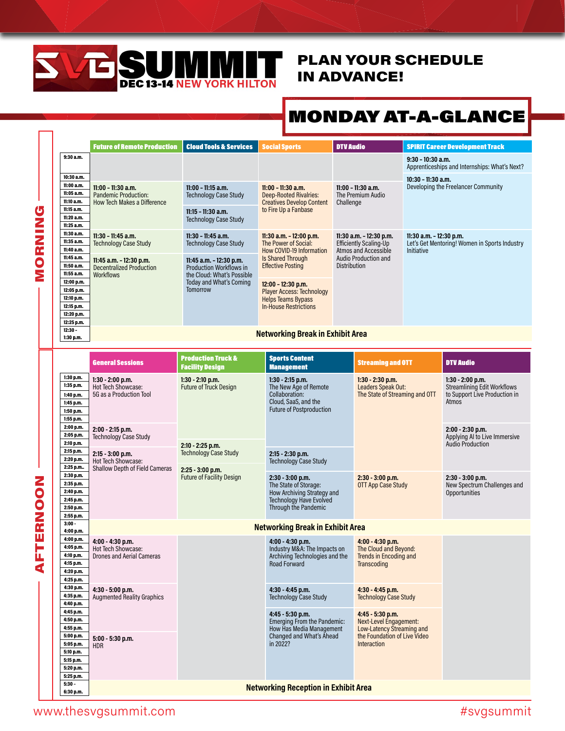# SVG SUMMIT

**DEC 13-14 NEW YORK HILTON**

## PLAN YOUR SCHEDULE IN ADVANCE!

## MONDAY AT-A-GLANCE

### MORNING

| Time | Future of Remote Production | Cloud Tools & Services | Social Sports | DTV Audio | SPIRIT Career Development Track |
|---|---|---|---|---|---|
| 9:30 a.m. | | | | | **9:30 - 10:30 a.m.** Apprenticeships and Internships: What's Next? |
| 10:30 a.m. | | | | | **10:30 - 11:30 a.m.** Developing the Freelancer Community |
| 11:00 a.m. | **11:00 - 11:30 a.m.** Pandemic Production: How Tech Makes a Difference | **11:00 - 11:15 a.m.** Technology Case Study | **11:00 - 11:30 a.m.** Deep-Rooted Rivalries: Creatives Develop Content to Fire Up a Fanbase | **11:00 - 11:30 a.m.** The Premium Audio Challenge | |
| 11:15 a.m. | | **11:15 - 11:30 a.m.** Technology Case Study | | | |
| 11:30 a.m. | **11:30 - 11:45 a.m.** Technology Case Study | **11:30 - 11:45 a.m.** Technology Case Study | **11:30 a.m. - 12:00 p.m.** The Power of Social: How COVID-19 Information Is Shared Through Effective Posting | **11:30 a.m. - 12:30 p.m.** Efficiently Scaling-Up Atmos and Accessible Audio Production and Distribution | **11:30 a.m. - 12:30 p.m.** Let's Get Mentoring! Women in Sports Industry Initiative |
| 11:45 a.m. | **11:45 a.m. - 12:30 p.m.** Decentralized Production Workflows | **11:45 a.m. - 12:30 p.m.** Production Workflows in the Cloud: What's Possible Today and What's Coming Tomorrow | | | |
| 12:00 p.m. | | | **12:00 - 12:30 p.m.** Player Access: Technology Helps Teams Bypass In-House Restrictions | | |
| 12:30 - 1:30 p.m. | Networking Break in Exhibit Area | | | | |

### AFTERNOON

| Time | General Sessions | Production Truck & Facility Design | Sports Content Management | Streaming and OTT | DTV Audio |
|---|---|---|---|---|---|
| 1:30 p.m. | **1:30 - 2:00 p.m.** Hot Tech Showcase: 5G as a Production Tool | **1:30 - 2:10 p.m.** Future of Truck Design | **1:30 - 2:15 p.m.** The New Age of Remote Collaboration: Cloud, SaaS, and the Future of Postproduction | **1:30 - 2:30 p.m.** Leaders Speak Out: The State of Streaming and OTT | **1:30 - 2:00 p.m.** Streamlining Edit Workflows to Support Live Production in Atmos |
| 2:00 p.m. | **2:00 - 2:15 p.m.** Technology Case Study | | | | **2:00 - 2:30 p.m.** Applying AI to Live Immersive Audio Production |
| 2:10 p.m. | | **2:10 - 2:25 p.m.** Technology Case Study | | | |
| 2:15 p.m. | **2:15 - 3:00 p.m.** Hot Tech Showcase: Shallow Depth of Field Cameras | | **2:15 - 2:30 p.m.** Technology Case Study | | |
| 2:25 p.m. | | **2:25 - 3:00 p.m.** Future of Facility Design | | | |
| 2:30 p.m. | | | **2:30 - 3:00 p.m.** The State of Storage: How Archiving Strategy and Technology Have Evolved Through the Pandemic | **2:30 - 3:00 p.m.** OTT App Case Study | **2:30 - 3:00 p.m.** New Spectrum Challenges and Opportunities |
| 3:00 - 4:00 p.m. | Networking Break in Exhibit Area | | | | |
| 4:00 p.m. | **4:00 - 4:30 p.m.** Hot Tech Showcase: Drones and Aerial Cameras | | **4:00 - 4:30 p.m.** Industry M&A: The Impacts on Archiving Technologies and the Road Forward | **4:00 - 4:30 p.m.** The Cloud and Beyond: Trends in Encoding and Transcoding | |
| 4:30 p.m. | **4:30 - 5:00 p.m.** Augmented Reality Graphics | | **4:30 - 4:45 p.m.** Technology Case Study | **4:30 - 4:45 p.m.** Technology Case Study | |
| 4:45 p.m. | | | **4:45 - 5:30 p.m.** Emerging From the Pandemic: How Has Media Management Changed and What's Ahead in 2022? | **4:45 - 5:30 p.m.** Next-Level Engagement: Low-Latency Streaming and the Foundation of Live Video Interaction | |
| 5:00 p.m. | **5:00 - 5:30 p.m.** HDR | | | | |
| 5:30 - 6:30 p.m. | Networking Reception in Exhibit Area | | | | |

www.thesvgsummit.com  #svgsummit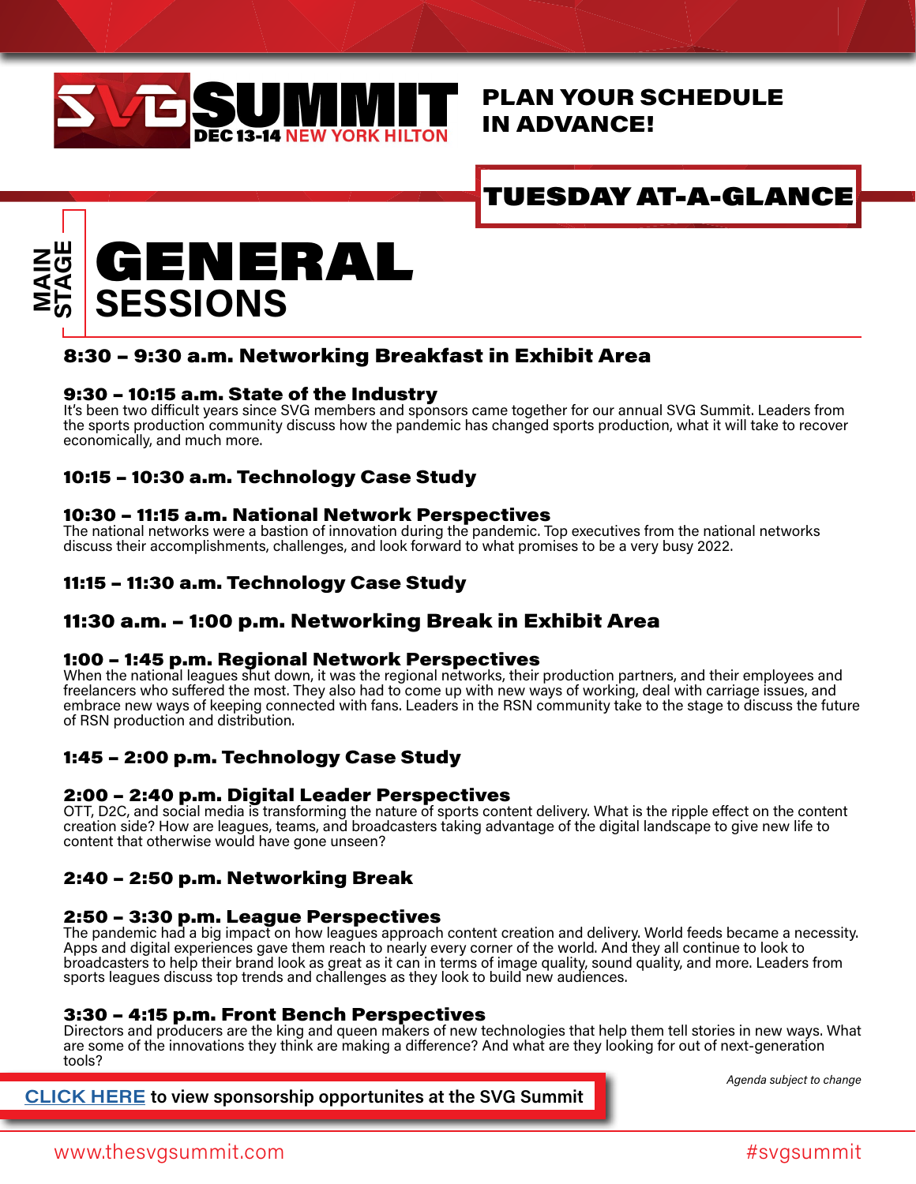# SVG SUMMIT

**DEC 13-14 NEW YORK HILTON**

**PLAN YOUR SCHEDULE IN ADVANCE!**

## TUESDAY AT-A-GLANCE

MAIN STAGE

# GENERAL SESSIONS

### 8:30 – 9:30 a.m. Networking Breakfast in Exhibit Area

### 9:30 – 10:15 a.m. State of the Industry

It's been two difficult years since SVG members and sponsors came together for our annual SVG Summit. Leaders from the sports production community discuss how the pandemic has changed sports production, what it will take to recover economically, and much more.

### 10:15 – 10:30 a.m. Technology Case Study

### 10:30 – 11:15 a.m. National Network Perspectives

The national networks were a bastion of innovation during the pandemic. Top executives from the national networks discuss their accomplishments, challenges, and look forward to what promises to be a very busy 2022.

### 11:15 – 11:30 a.m. Technology Case Study

### 11:30 a.m. – 1:00 p.m. Networking Break in Exhibit Area

### 1:00 – 1:45 p.m. Regional Network Perspectives

When the national leagues shut down, it was the regional networks, their production partners, and their employees and freelancers who suffered the most. They also had to come up with new ways of working, deal with carriage issues, and embrace new ways of keeping connected with fans. Leaders in the RSN community take to the stage to discuss the future of RSN production and distribution.

### 1:45 – 2:00 p.m. Technology Case Study

### 2:00 – 2:40 p.m. Digital Leader Perspectives

OTT, D2C, and social media is transforming the nature of sports content delivery. What is the ripple effect on the content creation side? How are leagues, teams, and broadcasters taking advantage of the digital landscape to give new life to content that otherwise would have gone unseen?

### 2:40 – 2:50 p.m. Networking Break

### 2:50 – 3:30 p.m. League Perspectives

The pandemic had a big impact on how leagues approach content creation and delivery. World feeds became a necessity. Apps and digital experiences gave them reach to nearly every corner of the world. And they all continue to look to broadcasters to help their brand look as great as it can in terms of image quality, sound quality, and more. Leaders from sports leagues discuss top trends and challenges as they look to build new audiences.

### 3:30 – 4:15 p.m. Front Bench Perspectives

Directors and producers are the king and queen makers of new technologies that help them tell stories in new ways. What are some of the innovations they think are making a difference? And what are they looking for out of next-generation tools?

*Agenda subject to change*

**CLICK HERE to view sponsorship opportunites at the SVG Summit**

www.thesvgsummit.com #svgsummit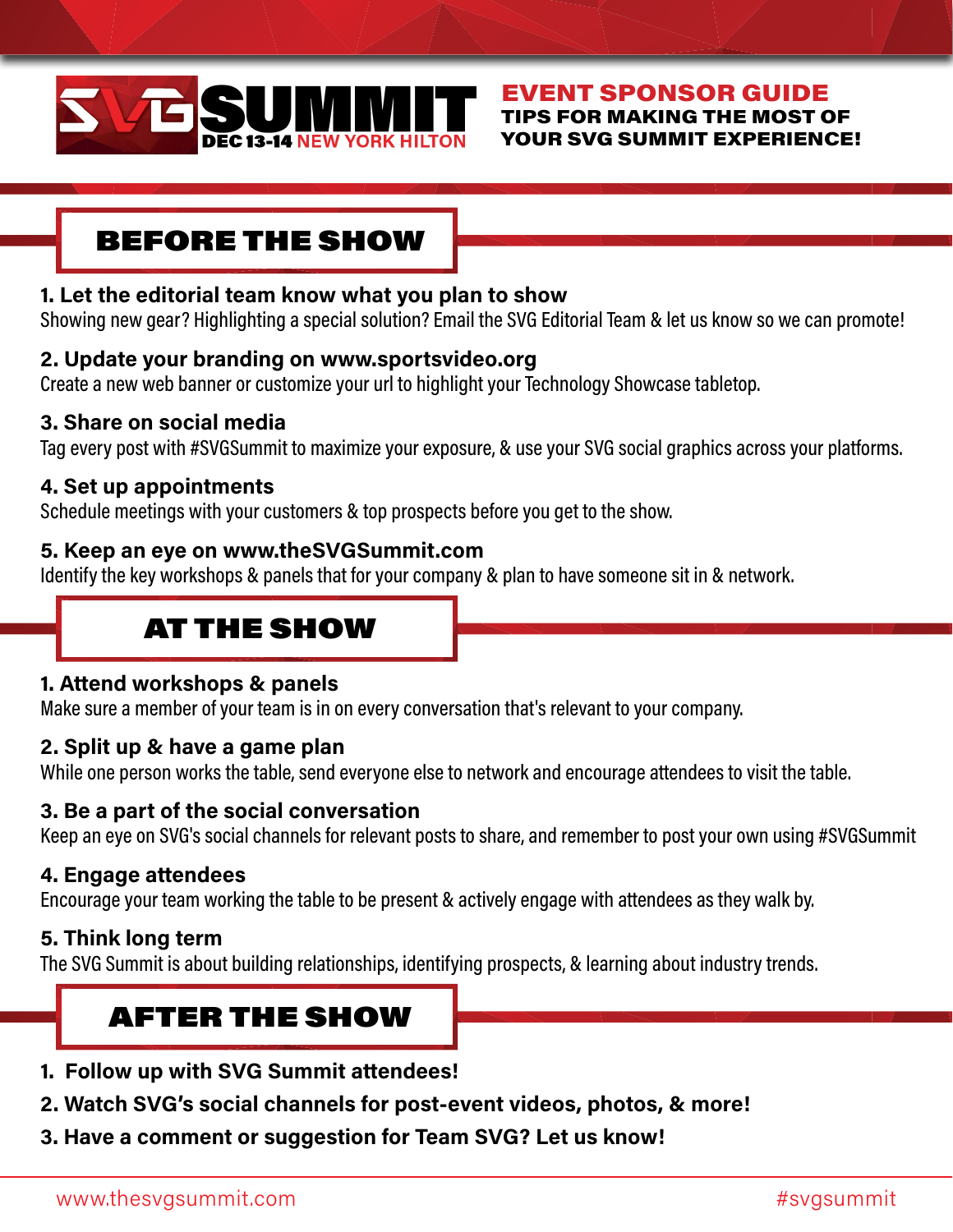# SVG SUMMIT

DEC 13-14 NEW YORK HILTON

## EVENT SPONSOR GUIDE

**TIPS FOR MAKING THE MOST OF YOUR SVG SUMMIT EXPERIENCE!**

## BEFORE THE SHOW

**1. Let the editorial team know what you plan to show**
Showing new gear? Highlighting a special solution? Email the SVG Editorial Team & let us know so we can promote!

**2. Update your branding on www.sportsvideo.org**
Create a new web banner or customize your url to highlight your Technology Showcase tabletop.

**3. Share on social media**
Tag every post with #SVGSummit to maximize your exposure, & use your SVG social graphics across your platforms.

**4. Set up appointments**
Schedule meetings with your customers & top prospects before you get to the show.

**5. Keep an eye on www.theSVGSummit.com**
Identify the key workshops & panels that for your company & plan to have someone sit in & network.

## AT THE SHOW

**1. Attend workshops & panels**
Make sure a member of your team is in on every conversation that's relevant to your company.

**2. Split up & have a game plan**
While one person works the table, send everyone else to network and encourage attendees to visit the table.

**3. Be a part of the social conversation**
Keep an eye on SVG's social channels for relevant posts to share, and remember to post your own using #SVGSummit

**4. Engage attendees**
Encourage your team working the table to be present & actively engage with attendees as they walk by.

**5. Think long term**
The SVG Summit is about building relationships, identifying prospects, & learning about industry trends.

## AFTER THE SHOW

1. **Follow up with SVG Summit attendees!**
2. **Watch SVG's social channels for post-event videos, photos, & more!**
3. **Have a comment or suggestion for Team SVG? Let us know!**

www.thesvgsummit.com #svgsummit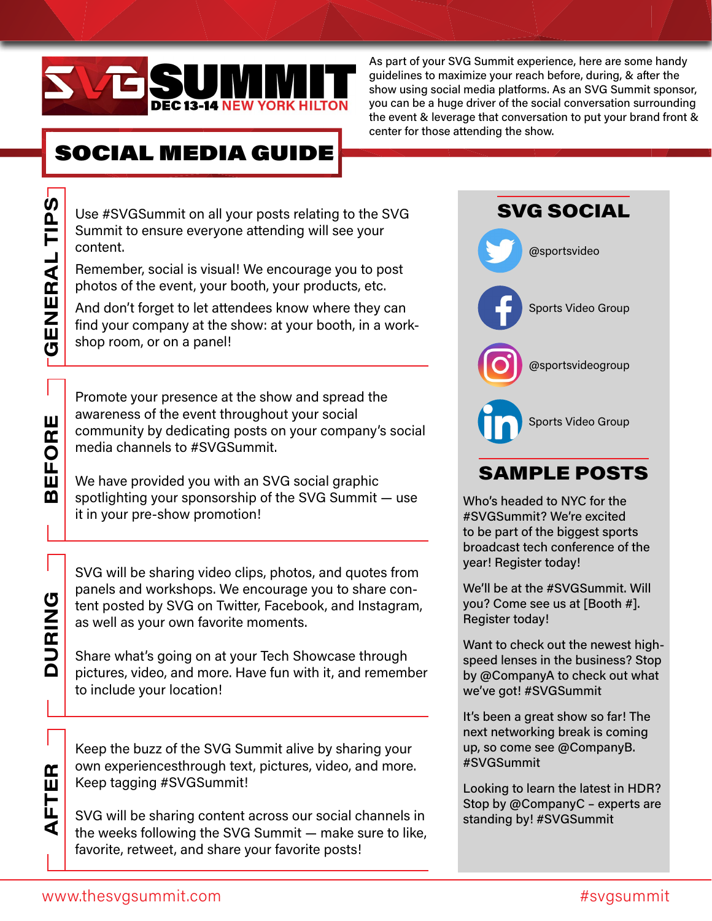# SVG SUMMIT

DEC 13-14 NEW YORK HILTON

As part of your SVG Summit experience, here are some handy guidelines to maximize your reach before, during, & after the show using social media platforms. As an SVG Summit sponsor, you can be a huge driver of the social conversation surrounding the event & leverage that conversation to put your brand front & center for those attending the show.

## SOCIAL MEDIA GUIDE

### GENERAL TIPS

Use #SVGSummit on all your posts relating to the SVG Summit to ensure everyone attending will see your content.

Remember, social is visual! We encourage you to post photos of the event, your booth, your products, etc.

And don't forget to let attendees know where they can find your company at the show: at your booth, in a work-shop room, or on a panel!

### BEFORE

Promote your presence at the show and spread the awareness of the event throughout your social community by dedicating posts on your company's social media channels to #SVGSummit.

We have provided you with an SVG social graphic spotlighting your sponsorship of the SVG Summit — use it in your pre-show promotion!

### DURING

SVG will be sharing video clips, photos, and quotes from panels and workshops. We encourage you to share con-tent posted by SVG on Twitter, Facebook, and Instagram, as well as your own favorite moments.

Share what's going on at your Tech Showcase through pictures, video, and more. Have fun with it, and remember to include your location!

### AFTER

Keep the buzz of the SVG Summit alive by sharing your own experiencesthrough text, pictures, video, and more. Keep tagging #SVGSummit!

SVG will be sharing content across our social channels in the weeks following the SVG Summit — make sure to like, favorite, retweet, and share your favorite posts!

## SVG SOCIAL

@sportsvideo

Sports Video Group

@sportsvideogroup

Sports Video Group

## SAMPLE POSTS

Who's headed to NYC for the #SVGSummit? We're excited to be part of the biggest sports broadcast tech conference of the year! Register today!

We'll be at the #SVGSummit. Will you? Come see us at [Booth #]. Register today!

Want to check out the newest high-speed lenses in the business? Stop by @CompanyA to check out what we've got! #SVGSummit

It's been a great show so far! The next networking break is coming up, so come see @CompanyB. #SVGSummit

Looking to learn the latest in HDR? Stop by @CompanyC – experts are standing by! #SVGSummit

www.thesvgsummit.com

#svgsummit